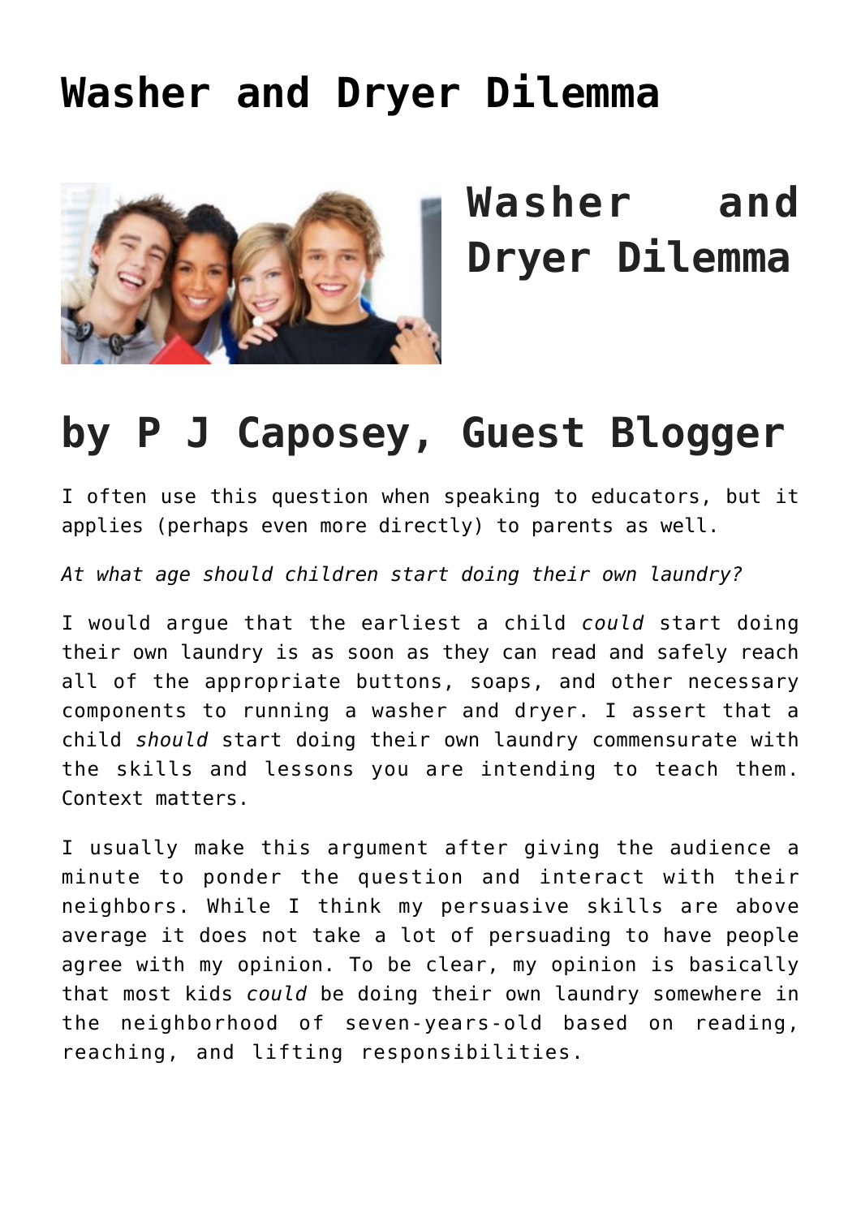# Washer and Dryer Dilemma

## Washer and Dryer Dilemma

## by P J Caposey, Guest Blogger

I often use this question when speaking to educators, but it applies (perhaps even more directly) to parents as well.

*At what age should children start doing their own laundry?*

I would argue that the earliest a child *could* start doing their own laundry is as soon as they can read and safely reach all of the appropriate buttons, soaps, and other necessary components to running a washer and dryer. I assert that a child *should* start doing their own laundry commensurate with the skills and lessons you are intending to teach them. Context matters.

I usually make this argument after giving the audience a minute to ponder the question and interact with their neighbors. While I think my persuasive skills are above average it does not take a lot of persuading to have people agree with my opinion. To be clear, my opinion is basically that most kids *could* be doing their own laundry somewhere in the neighborhood of seven-years-old based on reading, reaching, and lifting responsibilities.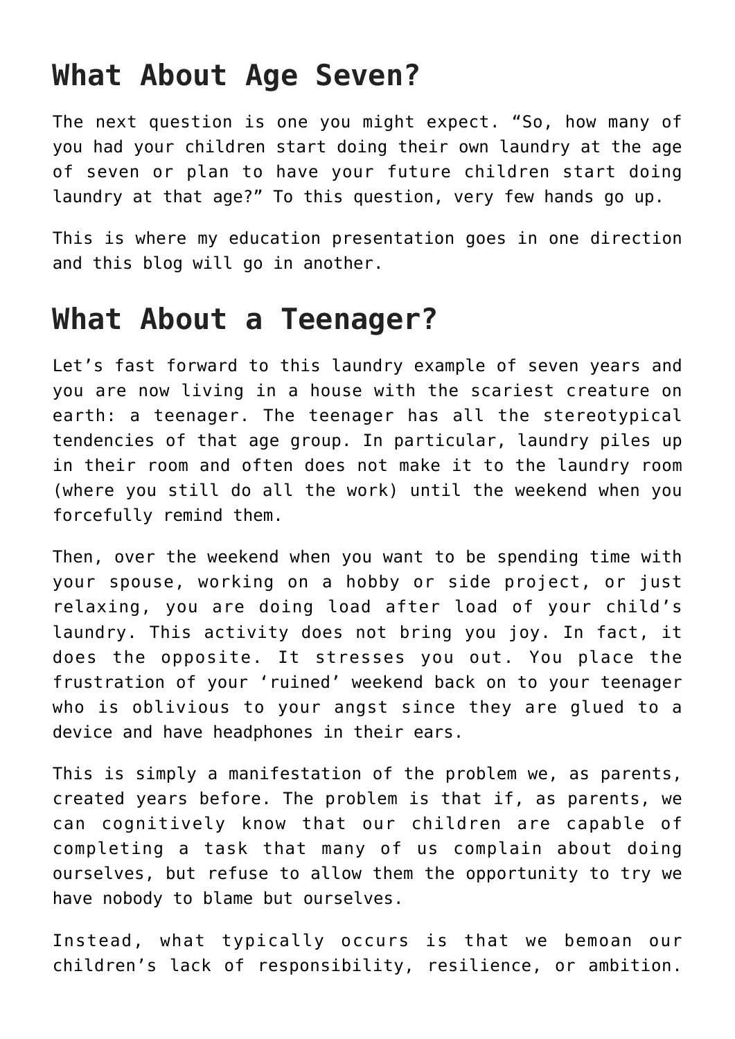## What About Age Seven?

The next question is one you might expect. “So, how many of you had your children start doing their own laundry at the age of seven or plan to have your future children start doing laundry at that age?” To this question, very few hands go up.

This is where my education presentation goes in one direction and this blog will go in another.

## What About a Teenager?

Let’s fast forward to this laundry example of seven years and you are now living in a house with the scariest creature on earth: a teenager. The teenager has all the stereotypical tendencies of that age group. In particular, laundry piles up in their room and often does not make it to the laundry room (where you still do all the work) until the weekend when you forcefully remind them.

Then, over the weekend when you want to be spending time with your spouse, working on a hobby or side project, or just relaxing, you are doing load after load of your child’s laundry. This activity does not bring you joy. In fact, it does the opposite. It stresses you out. You place the frustration of your ‘ruined’ weekend back on to your teenager who is oblivious to your angst since they are glued to a device and have headphones in their ears.

This is simply a manifestation of the problem we, as parents, created years before. The problem is that if, as parents, we can cognitively know that our children are capable of completing a task that many of us complain about doing ourselves, but refuse to allow them the opportunity to try we have nobody to blame but ourselves.

Instead, what typically occurs is that we bemoan our children’s lack of responsibility, resilience, or ambition.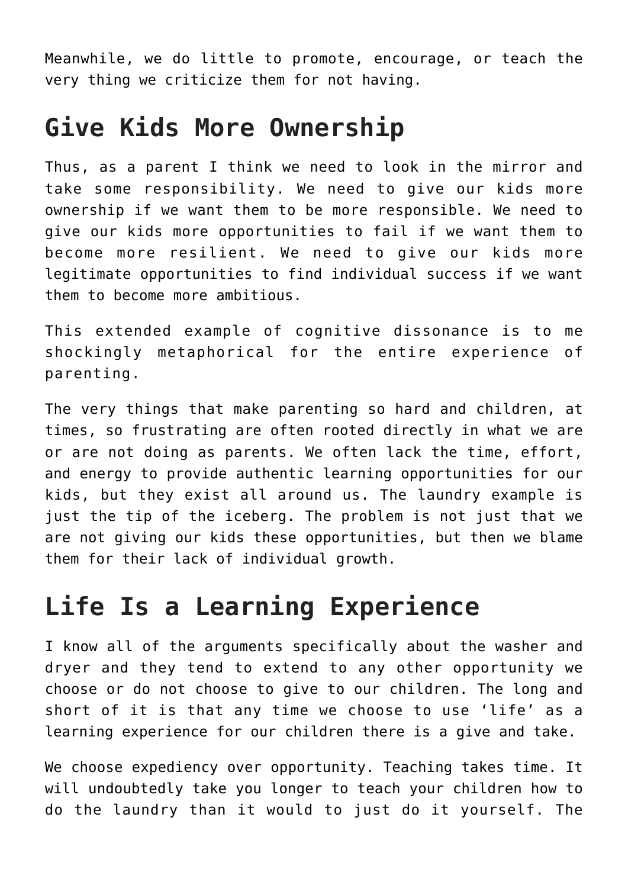Meanwhile, we do little to promote, encourage, or teach the very thing we criticize them for not having.

## Give Kids More Ownership

Thus, as a parent I think we need to look in the mirror and take some responsibility. We need to give our kids more ownership if we want them to be more responsible. We need to give our kids more opportunities to fail if we want them to become more resilient. We need to give our kids more legitimate opportunities to find individual success if we want them to become more ambitious.

This extended example of cognitive dissonance is to me shockingly metaphorical for the entire experience of parenting.

The very things that make parenting so hard and children, at times, so frustrating are often rooted directly in what we are or are not doing as parents. We often lack the time, effort, and energy to provide authentic learning opportunities for our kids, but they exist all around us. The laundry example is just the tip of the iceberg. The problem is not just that we are not giving our kids these opportunities, but then we blame them for their lack of individual growth.

## Life Is a Learning Experience

I know all of the arguments specifically about the washer and dryer and they tend to extend to any other opportunity we choose or do not choose to give to our children. The long and short of it is that any time we choose to use 'life' as a learning experience for our children there is a give and take.

We choose expediency over opportunity. Teaching takes time. It will undoubtedly take you longer to teach your children how to do the laundry than it would to just do it yourself. The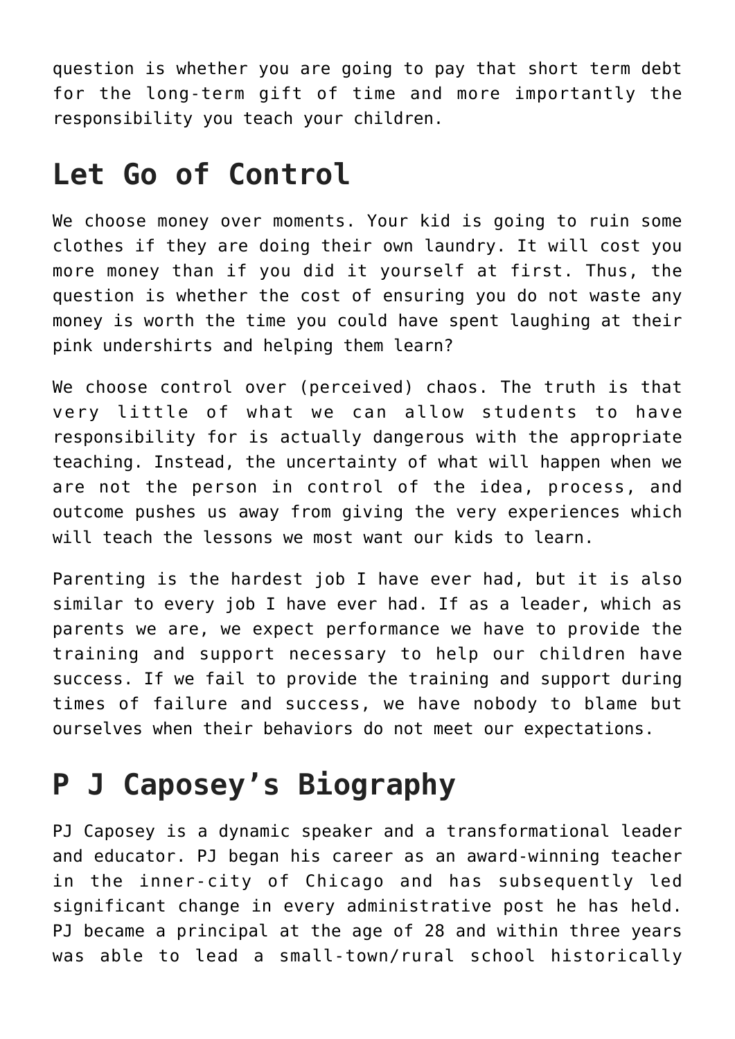question is whether you are going to pay that short term debt for the long-term gift of time and more importantly the responsibility you teach your children.

## Let Go of Control

We choose money over moments. Your kid is going to ruin some clothes if they are doing their own laundry. It will cost you more money than if you did it yourself at first. Thus, the question is whether the cost of ensuring you do not waste any money is worth the time you could have spent laughing at their pink undershirts and helping them learn?

We choose control over (perceived) chaos. The truth is that very little of what we can allow students to have responsibility for is actually dangerous with the appropriate teaching. Instead, the uncertainty of what will happen when we are not the person in control of the idea, process, and outcome pushes us away from giving the very experiences which will teach the lessons we most want our kids to learn.

Parenting is the hardest job I have ever had, but it is also similar to every job I have ever had. If as a leader, which as parents we are, we expect performance we have to provide the training and support necessary to help our children have success. If we fail to provide the training and support during times of failure and success, we have nobody to blame but ourselves when their behaviors do not meet our expectations.

## P J Caposey's Biography

PJ Caposey is a dynamic speaker and a transformational leader and educator. PJ began his career as an award-winning teacher in the inner-city of Chicago and has subsequently led significant change in every administrative post he has held. PJ became a principal at the age of 28 and within three years was able to lead a small-town/rural school historically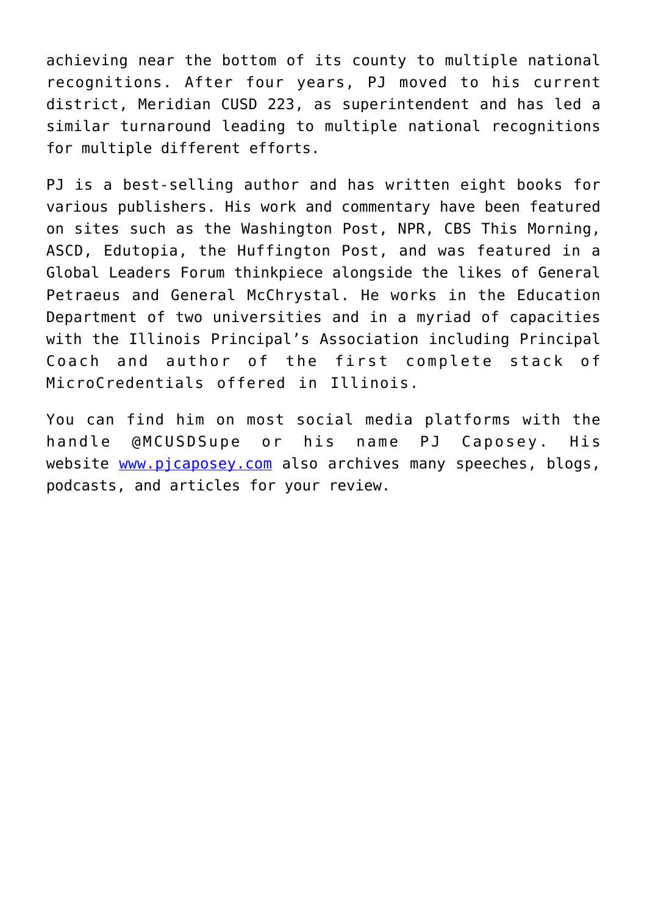achieving near the bottom of its county to multiple national recognitions. After four years, PJ moved to his current district, Meridian CUSD 223, as superintendent and has led a similar turnaround leading to multiple national recognitions for multiple different efforts.

PJ is a best-selling author and has written eight books for various publishers. His work and commentary have been featured on sites such as the Washington Post, NPR, CBS This Morning, ASCD, Edutopia, the Huffington Post, and was featured in a Global Leaders Forum thinkpiece alongside the likes of General Petraeus and General McChrystal. He works in the Education Department of two universities and in a myriad of capacities with the Illinois Principal's Association including Principal Coach and author of the first complete stack of MicroCredentials offered in Illinois.

You can find him on most social media platforms with the handle @MCUSDSupe or his name PJ Caposey. His website [www.pjcaposey.com](http://www.pjcaposey.com) also archives many speeches, blogs, podcasts, and articles for your review.